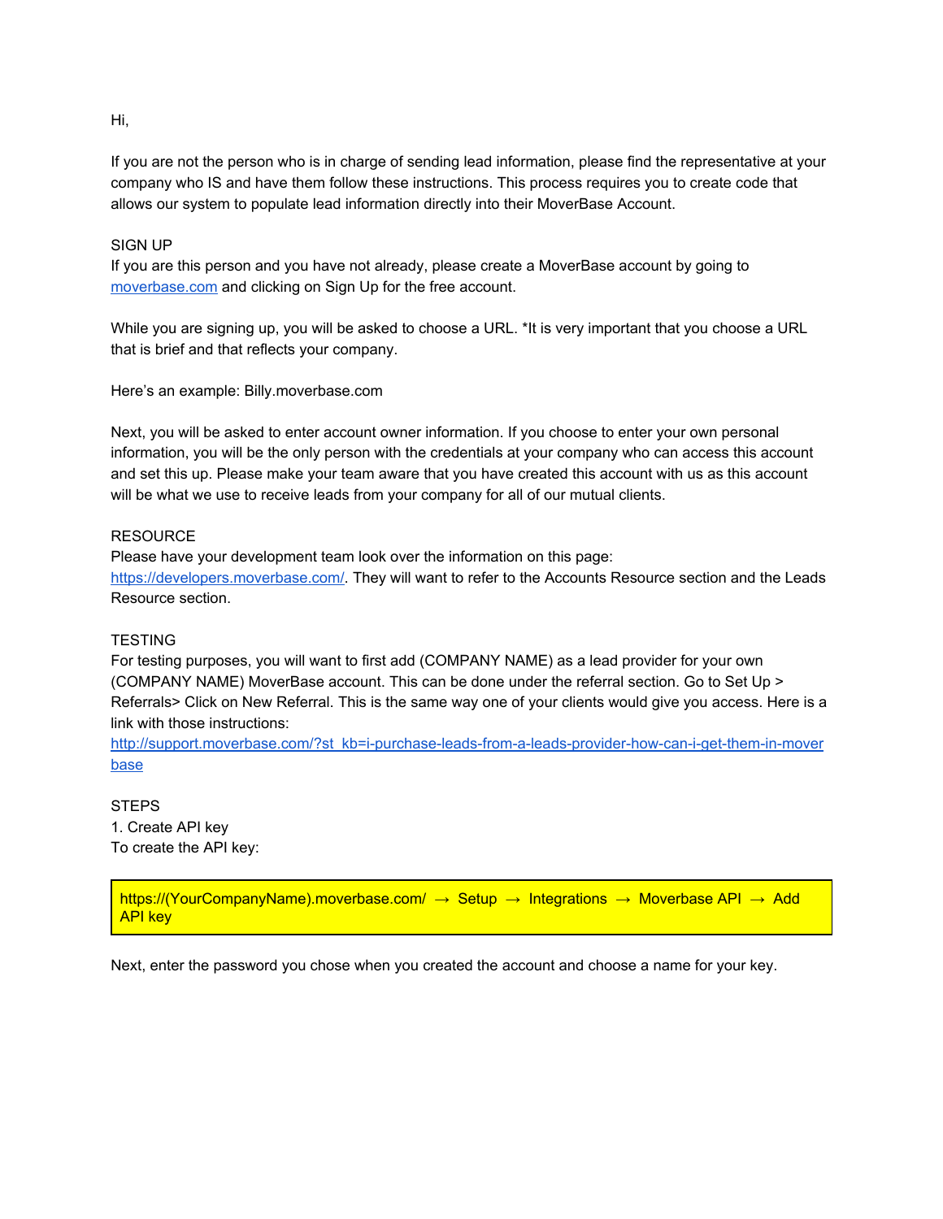Hi,

If you are not the person who is in charge of sending lead information, please find the representative at your company who IS and have them follow these instructions. This process requires you to create code that allows our system to populate lead information directly into their MoverBase Account.

SIGN UP

If you are this person and you have not already, please create a MoverBase account by going to [moverbase.com](http://moverbase.com) and clicking on Sign Up for the free account.

While you are signing up, you will be asked to choose a URL. *It is very important that you choose a URL that is brief and that reflects your company.

Here's an example: Billy.moverbase.com

Next, you will be asked to enter account owner information. If you choose to enter your own personal information, you will be the only person with the credentials at your company who can access this account and set this up. Please make your team aware that you have created this account with us as this account will be what we use to receive leads from your company for all of our mutual clients.

RESOURCE

Please have your development team look over the information on this page: [https://developers.moverbase.com/](https://developers.moverbase.com/). They will want to refer to the Accounts Resource section and the Leads Resource section.

TESTING

For testing purposes, you will want to first add (COMPANY NAME) as a lead provider for your own (COMPANY NAME) MoverBase account. This can be done under the referral section. Go to Set Up > Referrals> Click on New Referral. This is the same way one of your clients would give you access. Here is a link with those instructions:
[http://support.moverbase.com/?st_kb=i-purchase-leads-from-a-leads-provider-how-can-i-get-them-in-moverbase](http://support.moverbase.com/?st_kb=i-purchase-leads-from-a-leads-provider-how-can-i-get-them-in-moverbase)

STEPS

1. Create API key

To create the API key:

| https://(YourCompanyName).moverbase.com/ → Setup → Integrations → Moverbase API → Add API key |
|---|

Next, enter the password you chose when you created the account and choose a name for your key.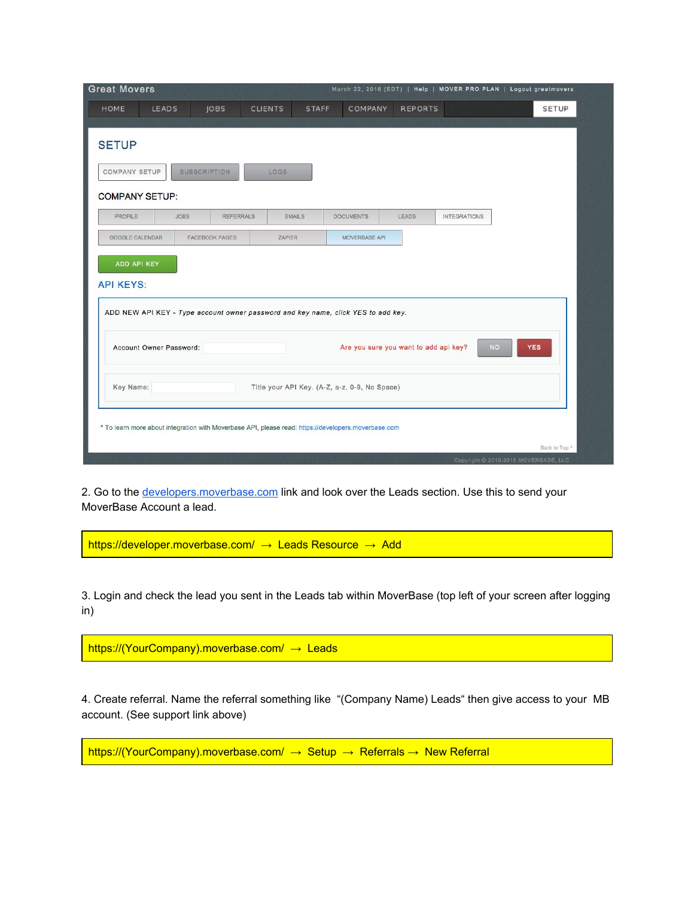2. Go to the [developers.moverbase.com](https://developers.moverbase.com) link and look over the Leads section. Use this to send your MoverBase Account a lead.

| https://developer.moverbase.com/ → Leads Resource → Add |
|---|

3. Login and check the lead you sent in the Leads tab within MoverBase (top left of your screen after logging in)

| https://(YourCompany).moverbase.com/ → Leads |
|---|

4. Create referral. Name the referral something like "(Company Name) Leads" then give access to your MB account. (See support link above)

| https://(YourCompany).moverbase.com/ → Setup → Referrals → New Referral |
|---|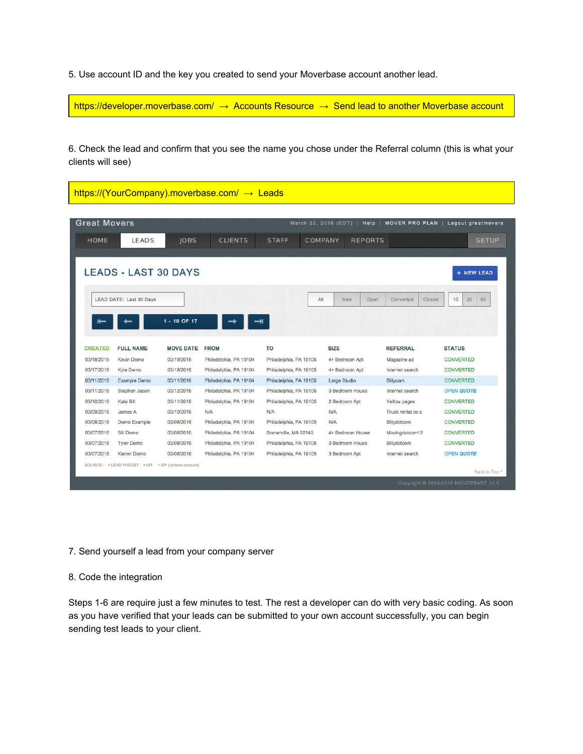5. Use account ID and the key you created to send your Moverbase account another lead.

https://developer.moverbase.com/ → Accounts Resource → Send lead to another Moverbase account

6. Check the lead and confirm that you see the name you chose under the Referral column (this is what your clients will see)

https://(YourCompany).moverbase.com/ → Leads

Great Movers | March 22, 2016 (EDT) | Help | MOVER PRO PLAN | Logout greatmovers

HOME | LEADS | JOBS | CLIENTS | STAFF | COMPANY | REPORTS | SETUP

## LEADS - LAST 30 DAYS

+ NEW LEAD

LEAD DATE: Last 30 Days | All | New | Open | Converted | Closed | 10 | 20 | 50

1 - 10 OF 17

| CREATED | FULL NAME | MOVE DATE | FROM | TO | SIZE | REFERRAL | STATUS |
|---|---|---|---|---|---|---|---|
| 03/18/2016 | Kevin Demo | 03/19/2016 | Philadelphia, PA 19104 | Philadelphia, PA 19105 | 4+ Bedroom Apt | Magazine ad | CONVERTED |
| 03/17/2016 | Kyle Demo | 03/18/2016 | Philadelphia, PA 19104 | Philadelphia, PA 19105 | 4+ Bedroom Apt | Internet search | CONVERTED |
| 03/11/2016 | Example Demo | 03/11/2016 | Philadelphia, PA 19104 | Philadelphia, PA 19105 | Large Studio | Billycom | CONVERTED |
| 03/11/2016 | Stephen Jason | 03/12/2016 | Philadelphia, PA 19104 | Philadelphia, PA 19105 | 3 Bedroom House | Internet search | OPEN QUOTE |
| 03/10/2016 | Kate Bill | 03/11/2016 | Philadelphia, PA 19104 | Philadelphia, PA 19105 | 2 Bedroom Apt | Yellow pages | CONVERTED |
| 03/09/2016 | James A | 03/10/2016 | N/A | N/A | N/A | Truck rental co x | CONVERTED |
| 03/08/2016 | Demo Example | 03/08/2016 | Philadelphia, PA 19104 | Philadelphia, PA 19105 | N/A | Billydotcom | CONVERTED |
| 03/07/2016 | Bill Demo | 03/08/2016 | Philadelphia, PA 19104 | Somerville, MA 02145 | 4+ Bedroom House | Movingdotcom12 | CONVERTED |
| 03/07/2016 | Tyler Demo | 03/08/2016 | Philadelphia, PA 19104 | Philadelphia, PA 19105 | 3 Bedroom House | Billydotcom | CONVERTED |
| 03/07/2016 | Kieron Demo | 03/08/2016 | Philadelphia, PA 19104 | Philadelphia, PA 19105 | 3 Bedroom Apt | Internet search | OPEN QUOTE |

SOURCE: • LEAD WIDGET • API • API (remote account)

Back to Top ^

Copyright © 2010-2016 MOVERBASE, LLC

7. Send yourself a lead from your company server

8. Code the integration

Steps 1-6 are require just a few minutes to test. The rest a developer can do with very basic coding. As soon as you have verified that your leads can be submitted to your own account successfully, you can begin sending test leads to your client.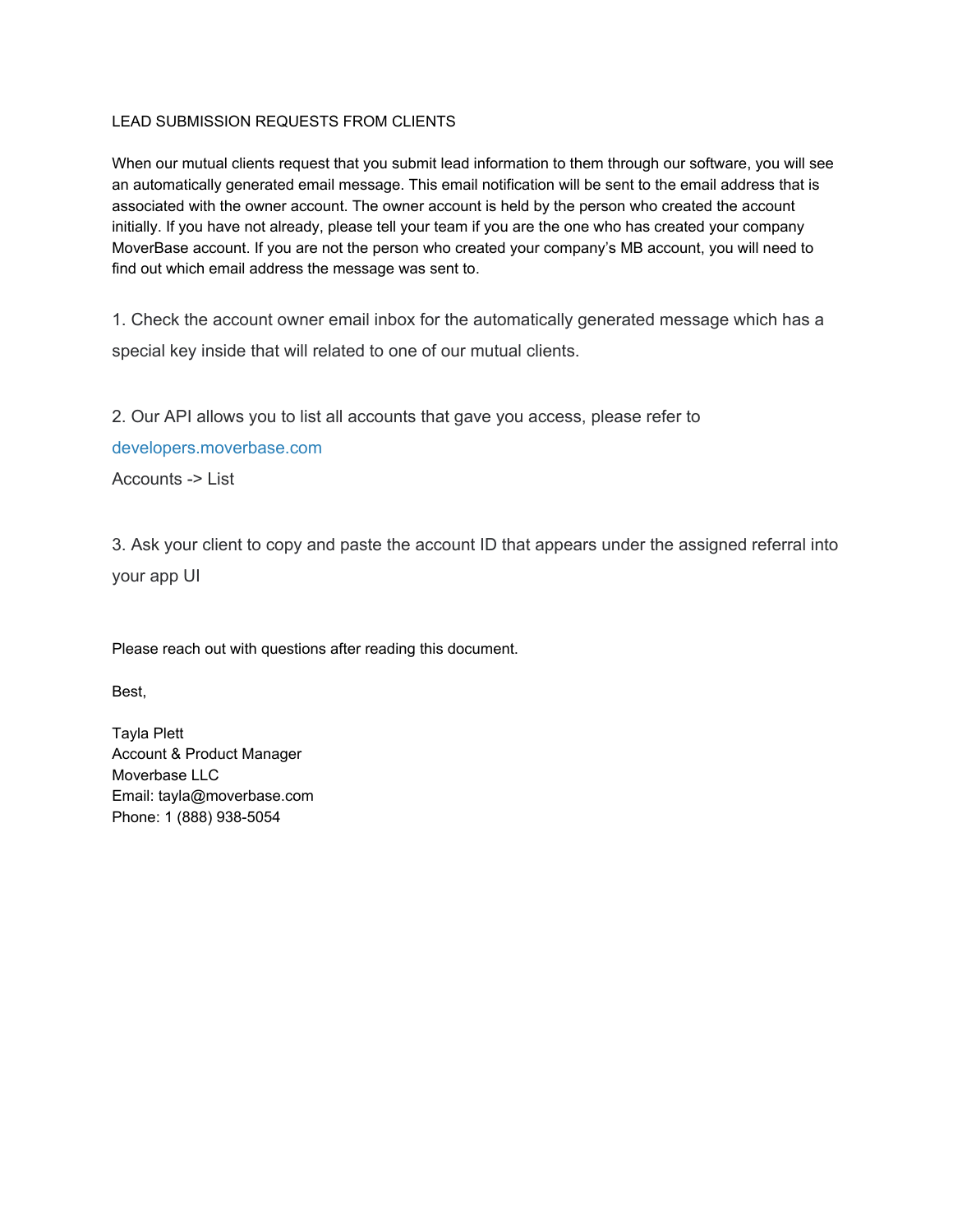## LEAD SUBMISSION REQUESTS FROM CLIENTS

When our mutual clients request that you submit lead information to them through our software, you will see an automatically generated email message. This email notification will be sent to the email address that is associated with the owner account. The owner account is held by the person who created the account initially. If you have not already, please tell your team if you are the one who has created your company MoverBase account. If you are not the person who created your company's MB account, you will need to find out which email address the message was sent to.

1. Check the account owner email inbox for the automatically generated message which has a special key inside that will related to one of our mutual clients.

2. Our API allows you to list all accounts that gave you access, please refer to developers.moverbase.com
   Accounts -> List

3. Ask your client to copy and paste the account ID that appears under the assigned referral into your app UI

Please reach out with questions after reading this document.

Best,

Tayla Plett
Account & Product Manager
Moverbase LLC
Email: tayla@moverbase.com
Phone: 1 (888) 938-5054